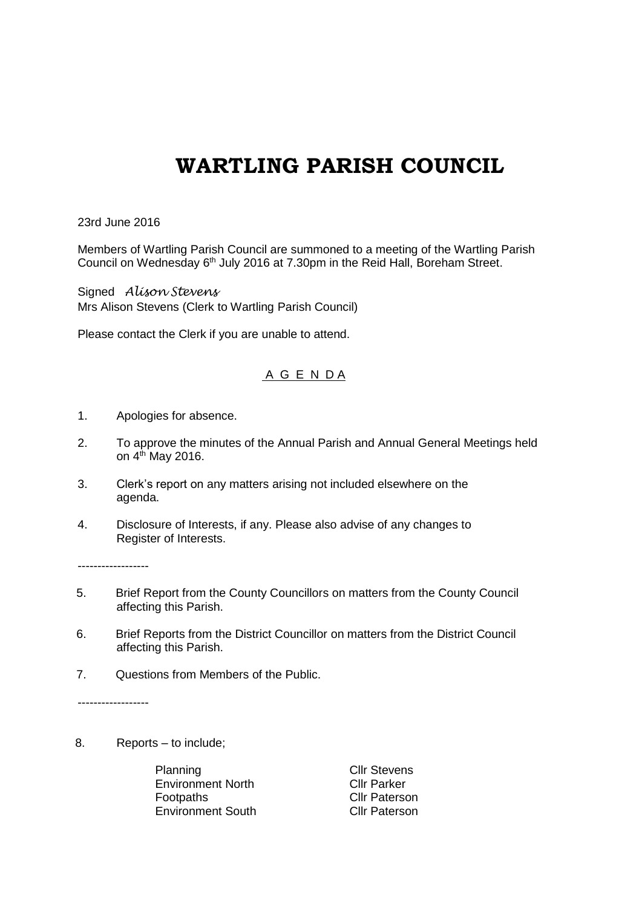# WARTLING PARISH COUNCIL

23rd June 2016

Members of Wartling Parish Council are summoned to a meeting of the Wartling Parish Council on Wednesday 6th July 2016 at 7.30pm in the Reid Hall, Boreham Street.

Signed *Alison Stevens*
Mrs Alison Stevens (Clerk to Wartling Parish Council)

Please contact the Clerk if you are unable to attend.

## A G E N D A

1. Apologies for absence.
2. To approve the minutes of the Annual Parish and Annual General Meetings held on 4th May 2016.
3. Clerk's report on any matters arising not included elsewhere on the agenda.
4. Disclosure of Interests, if any. Please also advise of any changes to Register of Interests.

------------------

5. Brief Report from the County Councillors on matters from the County Council affecting this Parish.
6. Brief Reports from the District Councillor on matters from the District Council affecting this Parish.
7. Questions from Members of the Public.

------------------

8. Reports – to include;

| | |
|---|---|
| Planning | Cllr Stevens |
| Environment North | Cllr Parker |
| Footpaths | Cllr Paterson |
| Environment South | Cllr Paterson |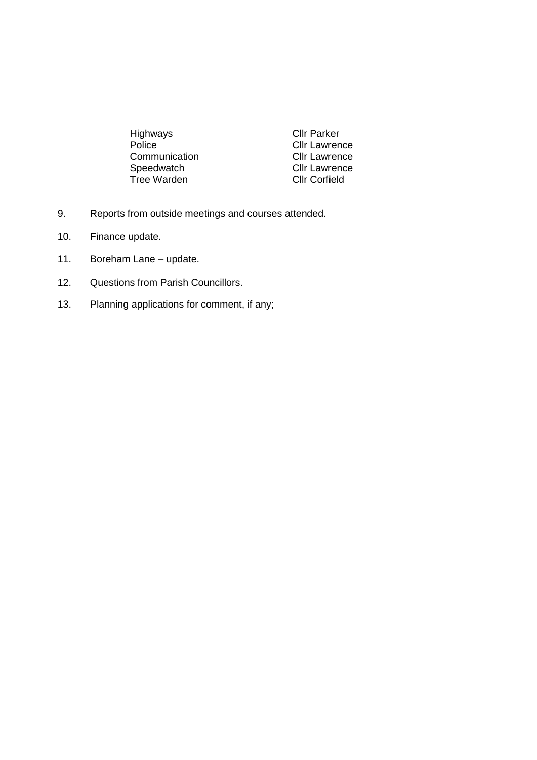| | |
|---|---|
| Highways | Cllr Parker |
| Police | Cllr Lawrence |
| Communication | Cllr Lawrence |
| Speedwatch | Cllr Lawrence |
| Tree Warden | Cllr Corfield |

9. Reports from outside meetings and courses attended.

10. Finance update.

11. Boreham Lane – update.

12. Questions from Parish Councillors.

13. Planning applications for comment, if any;